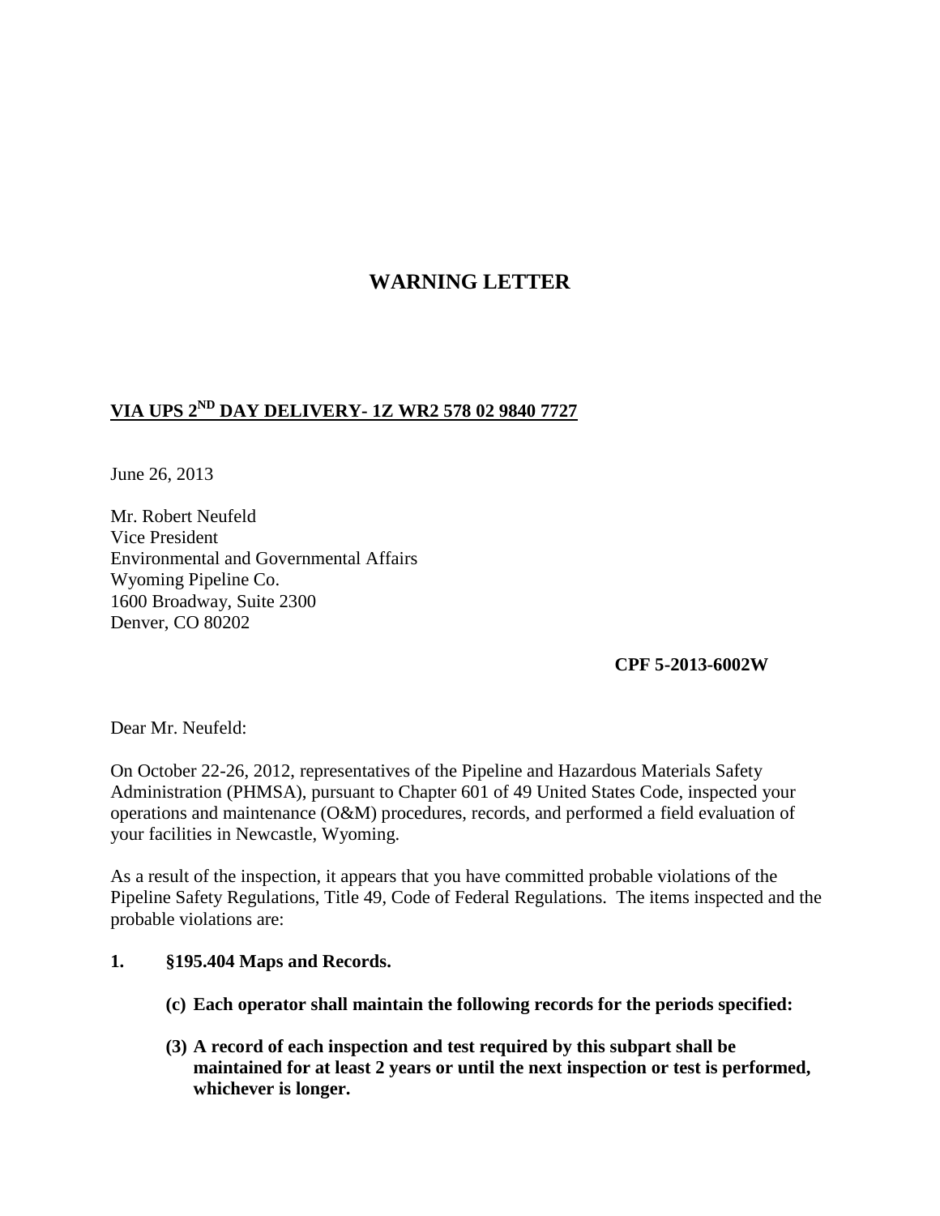# WARNING LETTER

**VIA UPS 2ND DAY DELIVERY- 1Z WR2 578 02 9840 7727**

June 26, 2013

Mr. Robert Neufeld
Vice President
Environmental and Governmental Affairs
Wyoming Pipeline Co.
1600 Broadway, Suite 2300
Denver, CO 80202

**CPF 5-2013-6002W**

Dear Mr. Neufeld:

On October 22-26, 2012, representatives of the Pipeline and Hazardous Materials Safety Administration (PHMSA), pursuant to Chapter 601 of 49 United States Code, inspected your operations and maintenance (O&M) procedures, records, and performed a field evaluation of your facilities in Newcastle, Wyoming.

As a result of the inspection, it appears that you have committed probable violations of the Pipeline Safety Regulations, Title 49, Code of Federal Regulations. The items inspected and the probable violations are:

1. **§195.404 Maps and Records.**

   **(c) Each operator shall maintain the following records for the periods specified:**

   **(3) A record of each inspection and test required by this subpart shall be maintained for at least 2 years or until the next inspection or test is performed, whichever is longer.**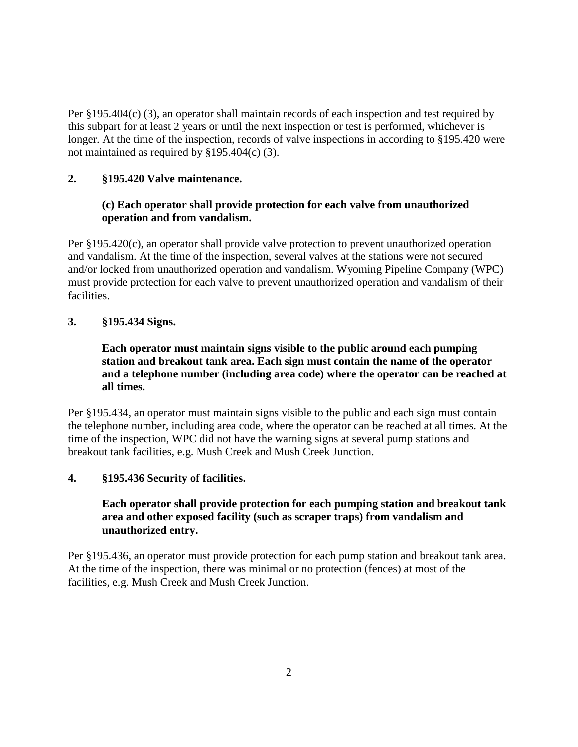Per §195.404(c) (3), an operator shall maintain records of each inspection and test required by this subpart for at least 2 years or until the next inspection or test is performed, whichever is longer. At the time of the inspection, records of valve inspections in according to §195.420 were not maintained as required by §195.404(c) (3).

**2. §195.420 Valve maintenance.**

> **(c) Each operator shall provide protection for each valve from unauthorized operation and from vandalism.**

Per §195.420(c), an operator shall provide valve protection to prevent unauthorized operation and vandalism. At the time of the inspection, several valves at the stations were not secured and/or locked from unauthorized operation and vandalism. Wyoming Pipeline Company (WPC) must provide protection for each valve to prevent unauthorized operation and vandalism of their facilities.

**3. §195.434 Signs.**

> **Each operator must maintain signs visible to the public around each pumping station and breakout tank area. Each sign must contain the name of the operator and a telephone number (including area code) where the operator can be reached at all times.**

Per §195.434, an operator must maintain signs visible to the public and each sign must contain the telephone number, including area code, where the operator can be reached at all times. At the time of the inspection, WPC did not have the warning signs at several pump stations and breakout tank facilities, e.g. Mush Creek and Mush Creek Junction.

**4. §195.436 Security of facilities.**

> **Each operator shall provide protection for each pumping station and breakout tank area and other exposed facility (such as scraper traps) from vandalism and unauthorized entry.**

Per §195.436, an operator must provide protection for each pump station and breakout tank area. At the time of the inspection, there was minimal or no protection (fences) at most of the facilities, e.g. Mush Creek and Mush Creek Junction.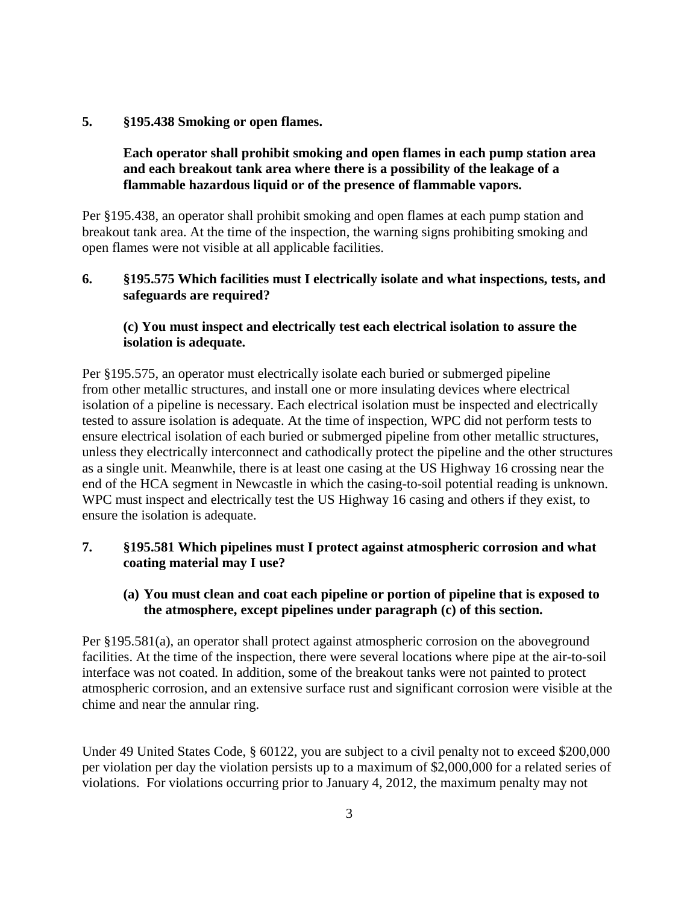**5. §195.438 Smoking or open flames.**

**Each operator shall prohibit smoking and open flames in each pump station area and each breakout tank area where there is a possibility of the leakage of a flammable hazardous liquid or of the presence of flammable vapors.**

Per §195.438, an operator shall prohibit smoking and open flames at each pump station and breakout tank area. At the time of the inspection, the warning signs prohibiting smoking and open flames were not visible at all applicable facilities.

**6. §195.575 Which facilities must I electrically isolate and what inspections, tests, and safeguards are required?**

**(c) You must inspect and electrically test each electrical isolation to assure the isolation is adequate.**

Per §195.575, an operator must electrically isolate each buried or submerged pipeline from other metallic structures, and install one or more insulating devices where electrical isolation of a pipeline is necessary. Each electrical isolation must be inspected and electrically tested to assure isolation is adequate. At the time of inspection, WPC did not perform tests to ensure electrical isolation of each buried or submerged pipeline from other metallic structures, unless they electrically interconnect and cathodically protect the pipeline and the other structures as a single unit. Meanwhile, there is at least one casing at the US Highway 16 crossing near the end of the HCA segment in Newcastle in which the casing-to-soil potential reading is unknown. WPC must inspect and electrically test the US Highway 16 casing and others if they exist, to ensure the isolation is adequate.

**7. §195.581 Which pipelines must I protect against atmospheric corrosion and what coating material may I use?**

**(a) You must clean and coat each pipeline or portion of pipeline that is exposed to the atmosphere, except pipelines under paragraph (c) of this section.**

Per §195.581(a), an operator shall protect against atmospheric corrosion on the aboveground facilities. At the time of the inspection, there were several locations where pipe at the air-to-soil interface was not coated. In addition, some of the breakout tanks were not painted to protect atmospheric corrosion, and an extensive surface rust and significant corrosion were visible at the chime and near the annular ring.

Under 49 United States Code, § 60122, you are subject to a civil penalty not to exceed $200,000 per violation per day the violation persists up to a maximum of $2,000,000 for a related series of violations. For violations occurring prior to January 4, 2012, the maximum penalty may not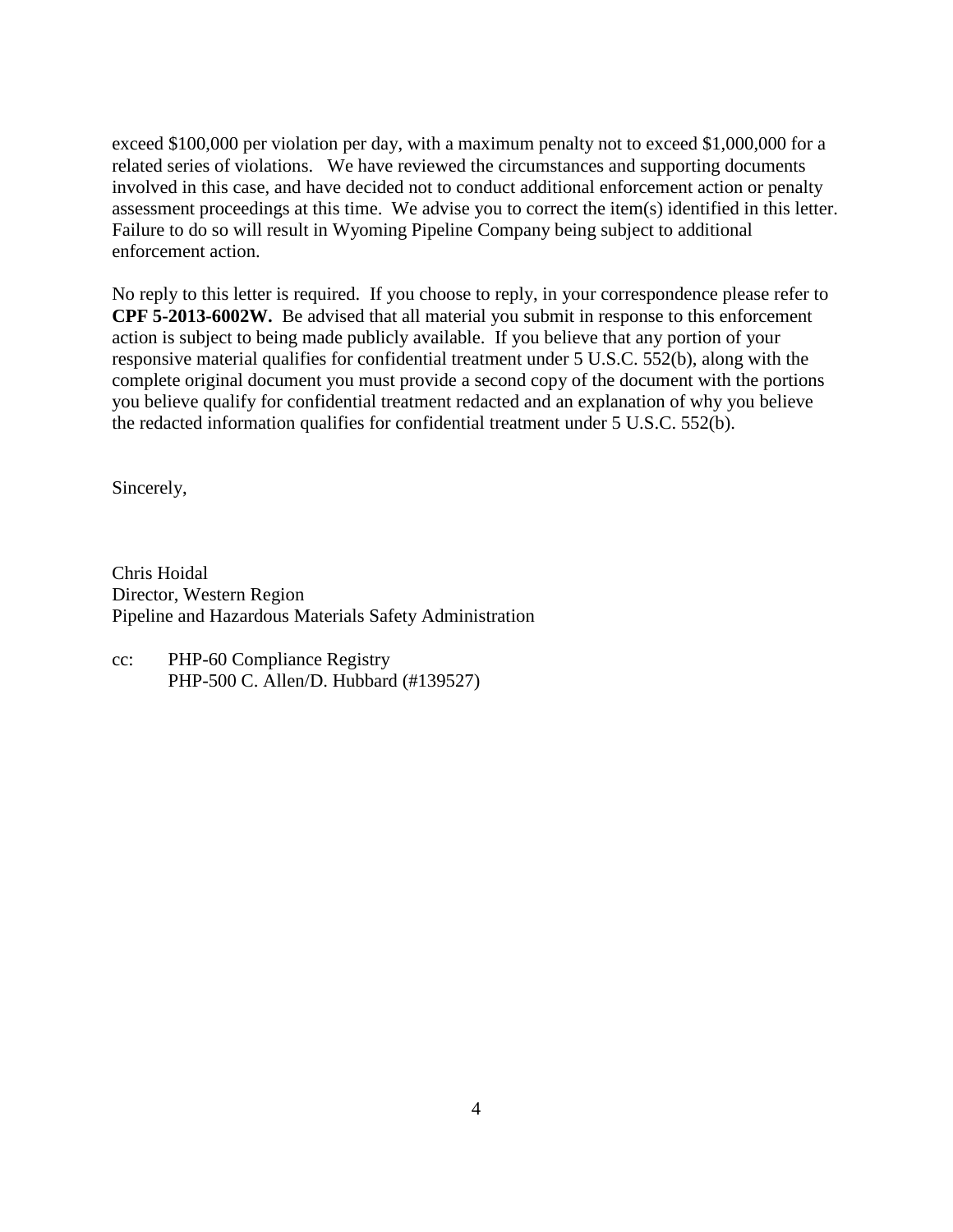exceed $100,000 per violation per day, with a maximum penalty not to exceed $1,000,000 for a related series of violations. We have reviewed the circumstances and supporting documents involved in this case, and have decided not to conduct additional enforcement action or penalty assessment proceedings at this time. We advise you to correct the item(s) identified in this letter. Failure to do so will result in Wyoming Pipeline Company being subject to additional enforcement action.

No reply to this letter is required. If you choose to reply, in your correspondence please refer to **CPF 5-2013-6002W.** Be advised that all material you submit in response to this enforcement action is subject to being made publicly available. If you believe that any portion of your responsive material qualifies for confidential treatment under 5 U.S.C. 552(b), along with the complete original document you must provide a second copy of the document with the portions you believe qualify for confidential treatment redacted and an explanation of why you believe the redacted information qualifies for confidential treatment under 5 U.S.C. 552(b).

Sincerely,

Chris Hoidal
Director, Western Region
Pipeline and Hazardous Materials Safety Administration

cc: PHP-60 Compliance Registry
PHP-500 C. Allen/D. Hubbard (#139527)